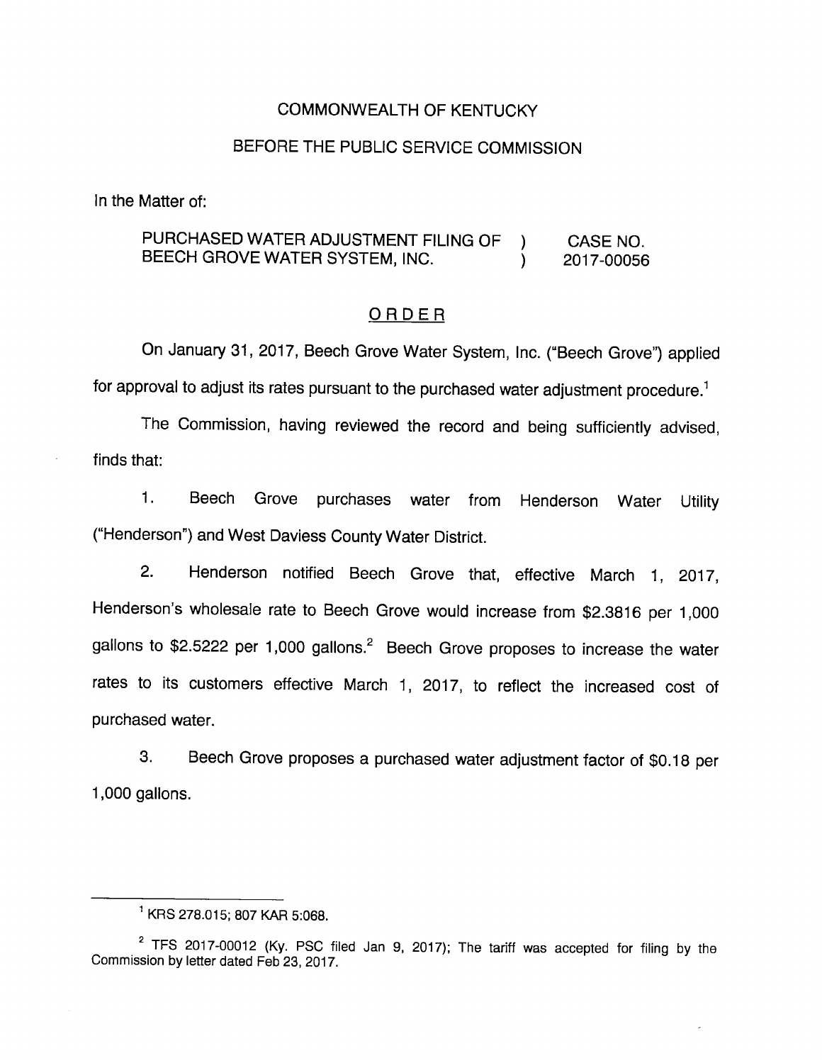COMMONWEALTH OF KENTUCKY

BEFORE THE PUBLIC SERVICE COMMISSION

In the Matter of:

| | | |
|---|---|---|
| PURCHASED WATER ADJUSTMENT FILING OF BEECH GROVE WATER SYSTEM, INC. | ) ) | CASE NO. 2017-00056 |

## ORDER

On January 31, 2017, Beech Grove Water System, Inc. ("Beech Grove") applied for approval to adjust its rates pursuant to the purchased water adjustment procedure.[1]

The Commission, having reviewed the record and being sufficiently advised, finds that:

1. Beech Grove purchases water from Henderson Water Utility ("Henderson") and West Daviess County Water District.

2. Henderson notified Beech Grove that, effective March 1, 2017, Henderson's wholesale rate to Beech Grove would increase from $2.3816 per 1,000 gallons to $2.5222 per 1,000 gallons.[2] Beech Grove proposes to increase the water rates to its customers effective March 1, 2017, to reflect the increased cost of purchased water.

3. Beech Grove proposes a purchased water adjustment factor of $0.18 per 1,000 gallons.

---

[1] KRS 278.015; 807 KAR 5:068.

[2] TFS 2017-00012 (Ky. PSC filed Jan 9, 2017); The tariff was accepted for filing by the Commission by letter dated Feb 23, 2017.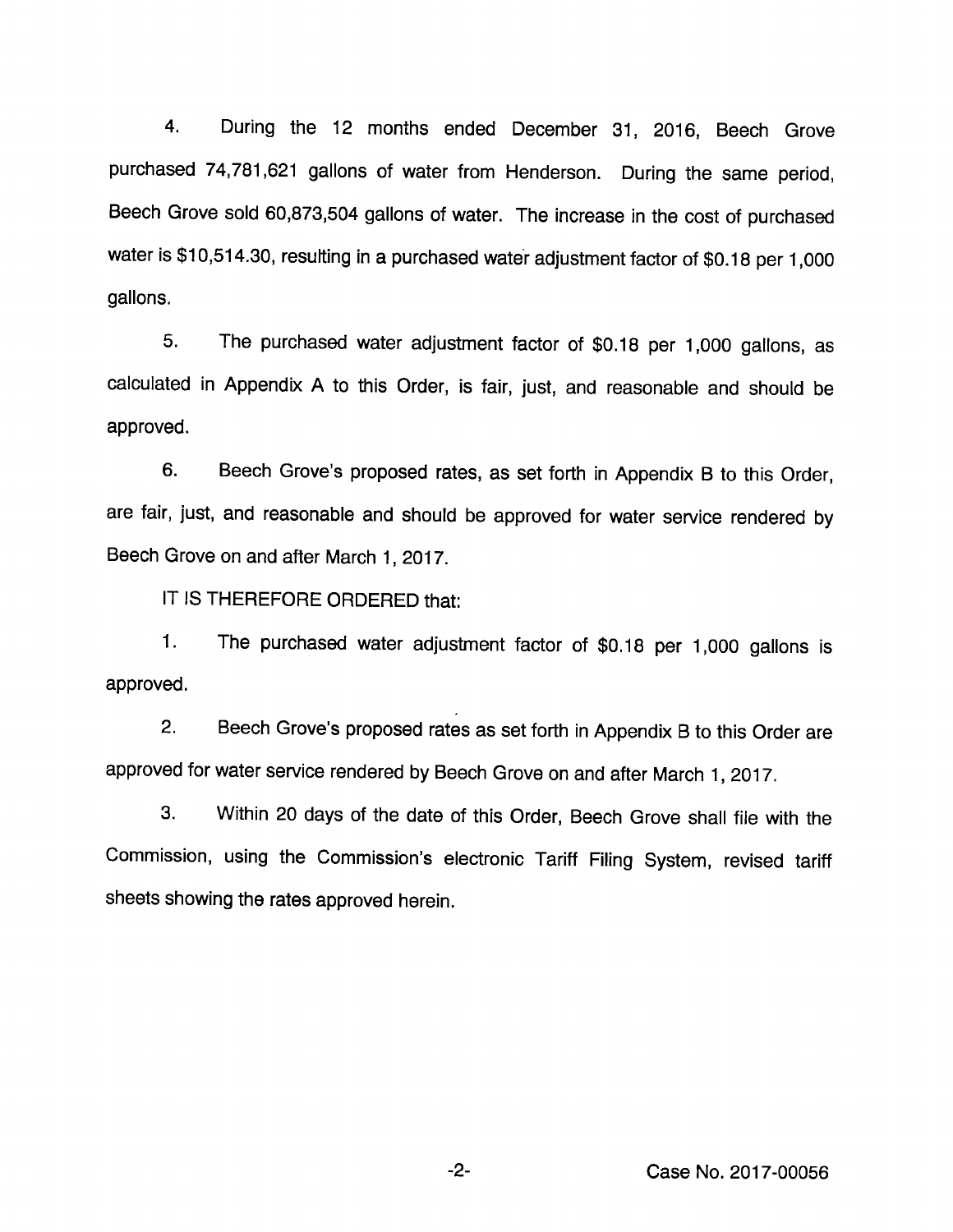4. During the 12 months ended December 31, 2016, Beech Grove purchased 74,781,621 gallons of water from Henderson. During the same period, Beech Grove sold 60,873,504 gallons of water. The increase in the cost of purchased water is $10,514.30, resulting in a purchased water adjustment factor of $0.18 per 1,000 gallons.

5. The purchased water adjustment factor of $0.18 per 1,000 gallons, as calculated in Appendix A to this Order, is fair, just, and reasonable and should be approved.

6. Beech Grove's proposed rates, as set forth in Appendix B to this Order, are fair, just, and reasonable and should be approved for water service rendered by Beech Grove on and after March 1, 2017.

IT IS THEREFORE ORDERED that:

1. The purchased water adjustment factor of $0.18 per 1,000 gallons is approved.

2. Beech Grove's proposed rates as set forth in Appendix B to this Order are approved for water service rendered by Beech Grove on and after March 1, 2017.

3. Within 20 days of the date of this Order, Beech Grove shall file with the Commission, using the Commission's electronic Tariff Filing System, revised tariff sheets showing the rates approved herein.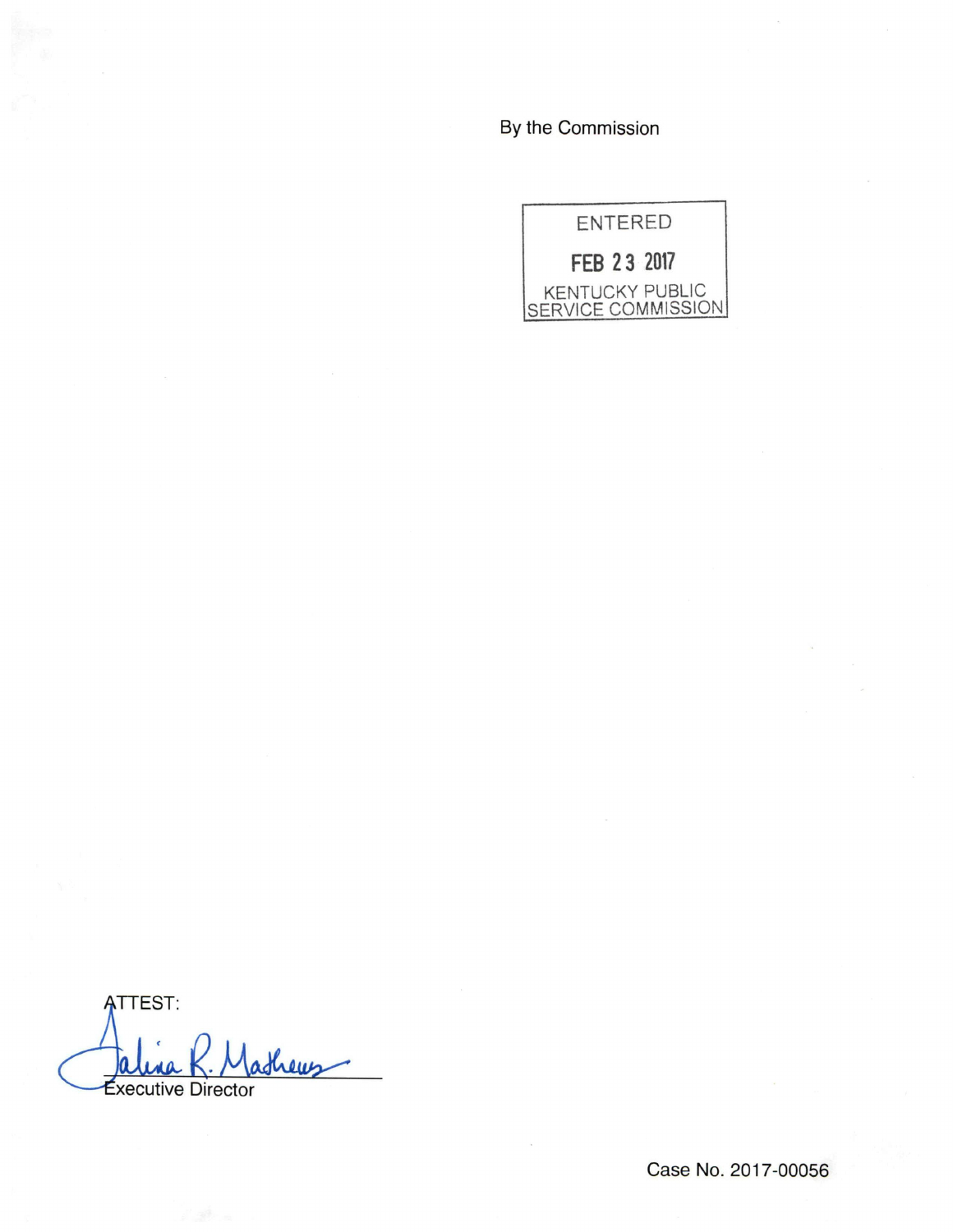By the Commission

ENTERED

FEB 23 2017

KENTUCKY PUBLIC SERVICE COMMISSION

ATTEST:

Executive Director

Case No. 2017-00056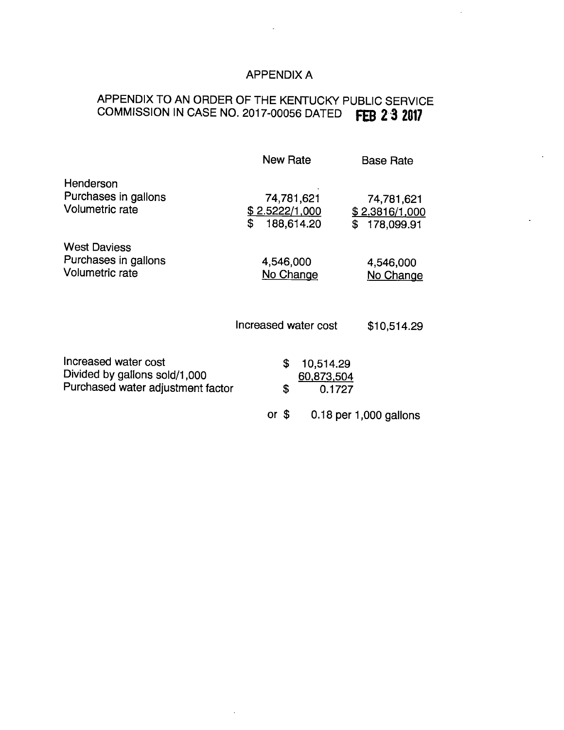# APPENDIX A

## APPENDIX TO AN ORDER OF THE KENTUCKY PUBLIC SERVICE COMMISSION IN CASE NO. 2017-00056 DATED FEB 23 2017

| | New Rate | Base Rate |
|---|---|---|
| **Henderson** | | |
| Purchases in gallons | 74,781,621 | 74,781,621 |
| Volumetric rate | $ 2.5222/1,000 | $ 2.3816/1,000 |
| | $ 188,614.20 | $ 178,099.91 |
| **West Daviess** | | |
| Purchases in gallons | 4,546,000 | 4,546,000 |
| Volumetric rate | No Change | No Change |

Increased water cost $10,514.29

| | |
|---|---|
| Increased water cost | $ 10,514.29 |
| Divided by gallons sold/1,000 | 60,873,504 |
| Purchased water adjustment factor | $ 0.1727 |
| | or $ 0.18 per 1,000 gallons |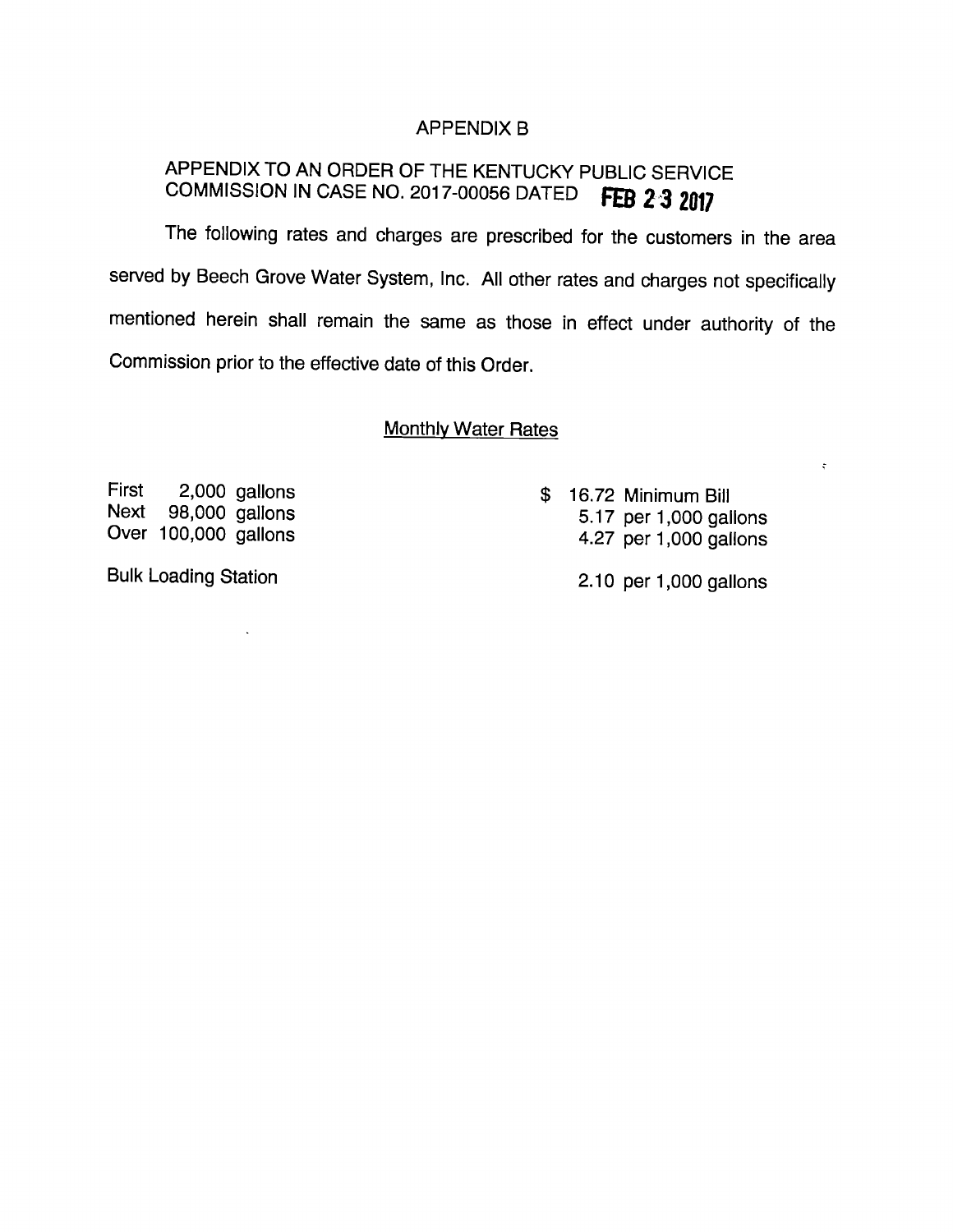# APPENDIX B

## APPENDIX TO AN ORDER OF THE KENTUCKY PUBLIC SERVICE COMMISSION IN CASE NO. 2017-00056 DATED FEB 23 2017

The following rates and charges are prescribed for the customers in the area served by Beech Grove Water System, Inc. All other rates and charges not specifically mentioned herein shall remain the same as those in effect under authority of the Commission prior to the effective date of this Order.

### Monthly Water Rates

| | |
|---|---|
| First 2,000 gallons | $ 16.72 Minimum Bill |
| Next 98,000 gallons | 5.17 per 1,000 gallons |
| Over 100,000 gallons | 4.27 per 1,000 gallons |
| Bulk Loading Station | 2.10 per 1,000 gallons |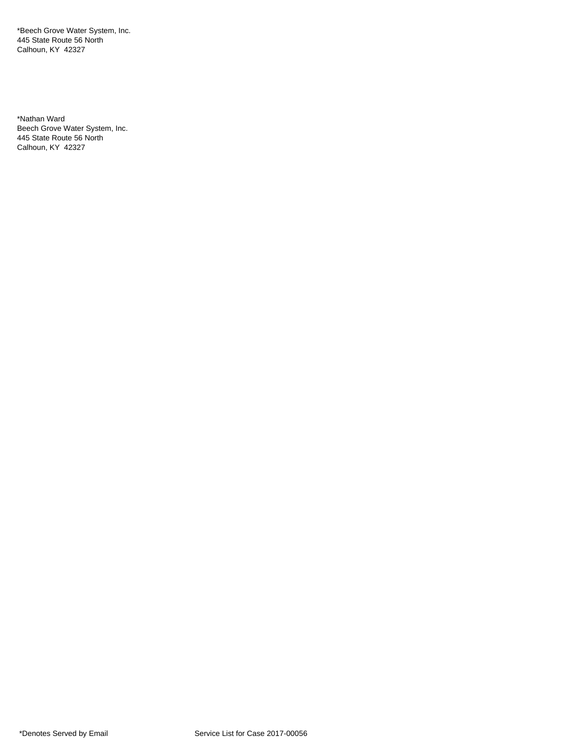*Beech Grove Water System, Inc.
445 State Route 56 North
Calhoun, KY  42327

*Nathan Ward
Beech Grove Water System, Inc.
445 State Route 56 North
Calhoun, KY  42327

*Denotes Served by Email

Service List for Case 2017-00056